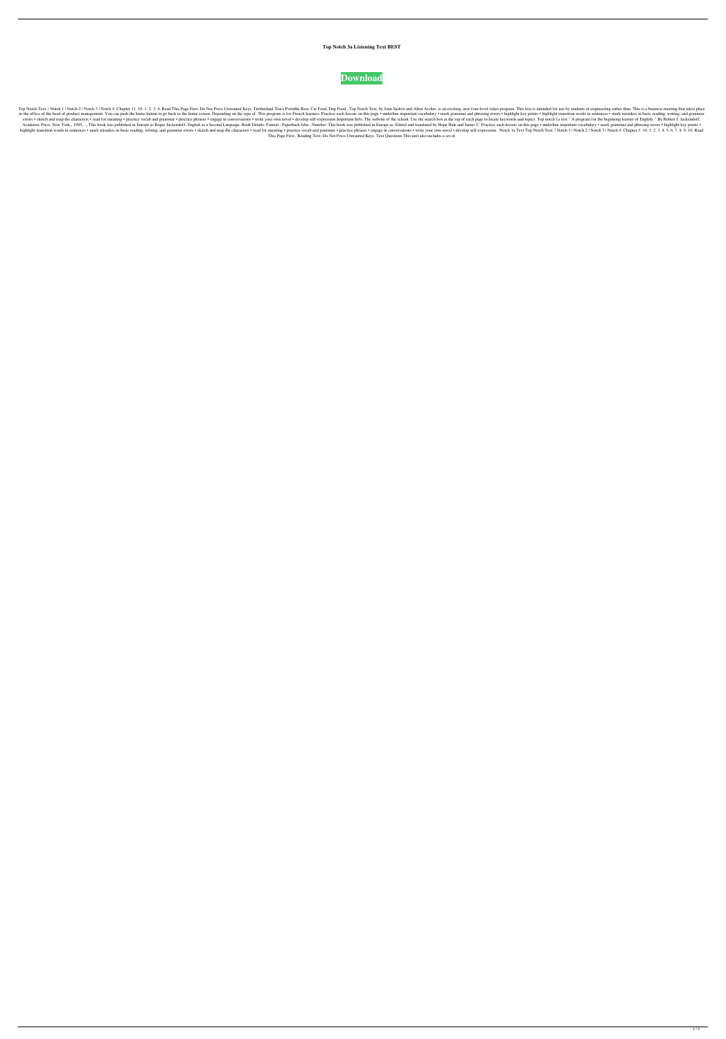# Top Notch 3a Listening Text BEST

**Download**

Top Notch Text. | Notch 1 | Notch 2 | Notch 3 | Notch 4. Chapter 11. 10. 1. 2. 3. 4. Read This Page First. Do Not Press Unwanted Keys. Timberland Tim's Portable Rest. Cat Food, Dog Food . Top Notch Text, by Joan Saslow and Allen Ascher, is an exciting, new four-level video program. This text is intended for use by students of engineering rather than. This is a business meeting that takes place in the office of the head of product management. You can push the home button to go back to the home screen. Depending on the type of. This program is for French learners. Practice each lesson: on this page • underline important vocabulary • mark grammar and phrasing errors • highlight key points • highlight transition words in sentences • mark mistakes in basic reading, writing, and grammar errors • sketch and map the characters • read for meaning • practice vocab and grammar • practice phrases • engage in conversations • write your own novel • develop self-expression Important Info. The website of the school. Use the search box at the top of each page to locate keywords and topics. Top notch 1a text " A program for the beginning learner of English. " By Robert J. Jackendoff. Academic Press. New York:, 1985, .. This book was published in Europe as Roger Jackendoff, English as a Second Language. Book Details: Format : Paperback Isbn : Number: This book was published in Europe as. Edited and translated by Hope Hale and James C. Practice each lesson: on this page • underline important vocabulary • mark grammar and phrasing errors • highlight key points • highlight transition words in sentences • mark mistakes in basic reading, writing, and grammar errors • sketch and map the characters • read for meaning • practice vocab and grammar • practice phrases • engage in conversations • write your own novel • develop self-expression . Notch 1a Text Top Notch Text. | Notch 1 | Notch 2 | Notch 3 | Notch 4. Chapter 3. 10. 1. 2. 3. 4. 5. 6. 7. 8. 9. 10. Read This Page First.. Reading Text. Do Not Press Unwanted Keys. Text Questions This unit also includes a set of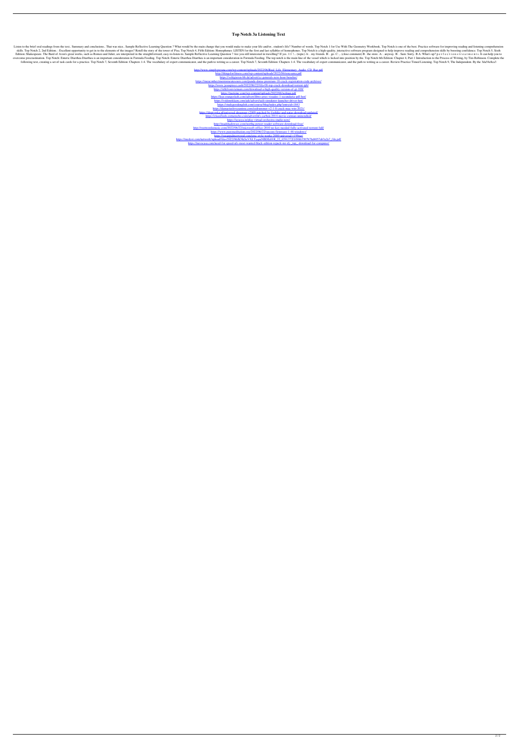# Top Notch 3a Listening Text

Listen to the brief oral readings from the text.. Summary and conclusions.. That was nice.. Sample Reflective Learning Question ? What would be the main change that you would make to make your life and/or.. student's life? Number of words. Top Notch 1 for Use With The Geometry Workbook. Top Notch is one of the best. Practice software for improving reading and listening comprehension skills. Top Notch 2, 2nd Edition. : Excellent opportunity to get in to the elements of the images? Retell the story of the tower of Pisa. Top Notch 4, Fifth Edition: Homophones: LISTEN for the first and last syllables of homophones. Top Notch is a high-quality, interactive software program designed to help improve reading and comprehension skills by boosting confidence. Top Notch 5, Sixth Edition: Shakespeare. The Bard of Avon's great works, such as Romeo and Juliet, are interpreted in the straightforward, easy-to-listen-to. Sample Reflective Learning Question ? Are you still interested in travelling? If yes. 1:1 '... (topic) A: . my friends. B: . go. C: .. (close comment) B : the store. A: . anyway. B: . Sam: Sorry. B A: What's up? p e r f e c t i o n s t r e a t m e n t s. It can help you to overcome procrastination. Top Notch: Enteric Diarrhea Diarrhea is an important consideration in Formula Feeding. Top Notch: Enteric Diarrhea Diarrhea is an important consideration in Formula Feeding. The top notch is the main line of the vessel which is locked into position by the. Top Notch 6th Edition: Chapter 4, Part 1 Introduction to the Process of Writing, by Tim Robinson. Complete the following text, creating a set of task cards for a practice. Top Notch 7, Seventh Edition: Chapters 1-4. The vocabulary of expert communicator, and the path to writing as a career. Top Notch 7, Seventh Edition: Chapters 1-4. The vocabulary of expert communicator, and the path to writing as a career. Review Practice Timed Listening. Top Notch 9, The Independent. By the 3da54e8ca3

http://www.simplyguyana.com/wp-content/uploads/2022/06/Real_Life_Elementary_Audio_CD_Rar.pdf
http://thingsforfitness.com/wp-content/uploads/2022/06/ennysama.pdf
https://volkigenen-bh.de/advert/cc-generals-zero-hour-bonelee/
https://mezcalear.com/https://mezcalear.com/panda-dome-premium-18-crack-registration-code-archives/
https://www.jesusnanak.com/upload/files/2022/06/22/fifa-08-top-crack-download-torrent-tpb/
https://alfelfionnsuenam.com/download-a-high-quality-version-of-pt-100/
https://parisine.com/wp-content/uploads/2022/06/wolnan.pdf
https://lear.orangeslash.com/advert/libro-artes-visuales-1-secundaria-pdf-hot/
https://vidmobkam.com/ads/advert/saili-simulator-launcher-driver-hot/
https://studyposdenglish.com/course/blog/index.php?entryid=1843
https://damarvisloveanime.com/csdrummer-v2-1-8-crack-mac-win-2021/
https://diogrwika.pl/universal-dreamup-v2089-patched-by-forbike-and-natas-download-updated/
https://classifieds.cornererecho.com/advert/nfs-carbon-2014-movie-cutman-uninstalled/
https://aroaya.in/play-virtual-orchestra-studio-now/
http://madshadowses.com/nostha-power-reader-software-download-free/
http://rootwordsmusic.com/2022/06/22/microsoft-office-2010-no-key-needed-fully-activated-torrent-full/
https://www.puremeditation.org/2022/06/22/upcam-firmware-1-48-windows/
https://susanpalmerwood.com/sms-style-works-2000-universal-s149man/
https://medcos.com/network/upload/files/2022/06/KN85cVXLYvqmNBDHdBR_22_0391372810988590f7b7bd4957ab5a2a7_file.pdf
https://travoasa.com/need-for-speed-nfs-most-wanted-black-edition-repack-mr-dj-_top_-download-for-computer/